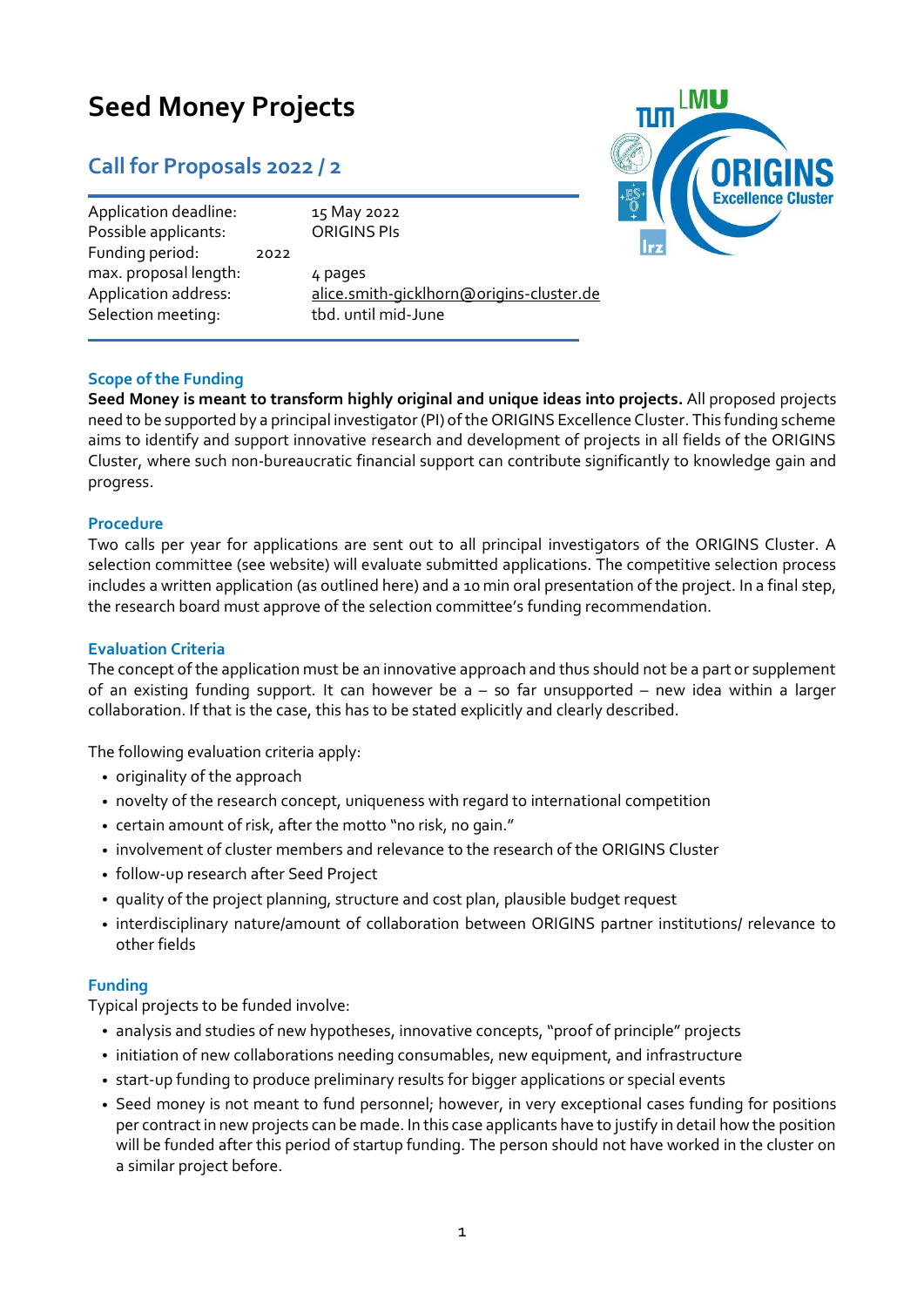# Seed Money Projects

## Call for Proposals 2022 / 2

| | |
|---|---|
| Application deadline: | 15 May 2022 |
| Possible applicants: | ORIGINS PIs |
| Funding period: | 2022 |
| max. proposal length: | 4 pages |
| Application address: | alice.smith-gicklhorn@origins-cluster.de |
| Selection meeting: | tbd. until mid-June |

### Scope of the Funding

**Seed Money is meant to transform highly original and unique ideas into projects.** All proposed projects need to be supported by a principal investigator (PI) of the ORIGINS Excellence Cluster. This funding scheme aims to identify and support innovative research and development of projects in all fields of the ORIGINS Cluster, where such non-bureaucratic financial support can contribute significantly to knowledge gain and progress.

### Procedure

Two calls per year for applications are sent out to all principal investigators of the ORIGINS Cluster. A selection committee (see website) will evaluate submitted applications. The competitive selection process includes a written application (as outlined here) and a 10 min oral presentation of the project. In a final step, the research board must approve of the selection committee's funding recommendation.

### Evaluation Criteria

The concept of the application must be an innovative approach and thus should not be a part or supplement of an existing funding support. It can however be a – so far unsupported – new idea within a larger collaboration. If that is the case, this has to be stated explicitly and clearly described.

The following evaluation criteria apply:

- originality of the approach
- novelty of the research concept, uniqueness with regard to international competition
- certain amount of risk, after the motto "no risk, no gain."
- involvement of cluster members and relevance to the research of the ORIGINS Cluster
- follow-up research after Seed Project
- quality of the project planning, structure and cost plan, plausible budget request
- interdisciplinary nature/amount of collaboration between ORIGINS partner institutions/ relevance to other fields

### Funding

Typical projects to be funded involve:

- analysis and studies of new hypotheses, innovative concepts, "proof of principle" projects
- initiation of new collaborations needing consumables, new equipment, and infrastructure
- start-up funding to produce preliminary results for bigger applications or special events
- Seed money is not meant to fund personnel; however, in very exceptional cases funding for positions per contract in new projects can be made. In this case applicants have to justify in detail how the position will be funded after this period of startup funding. The person should not have worked in the cluster on a similar project before.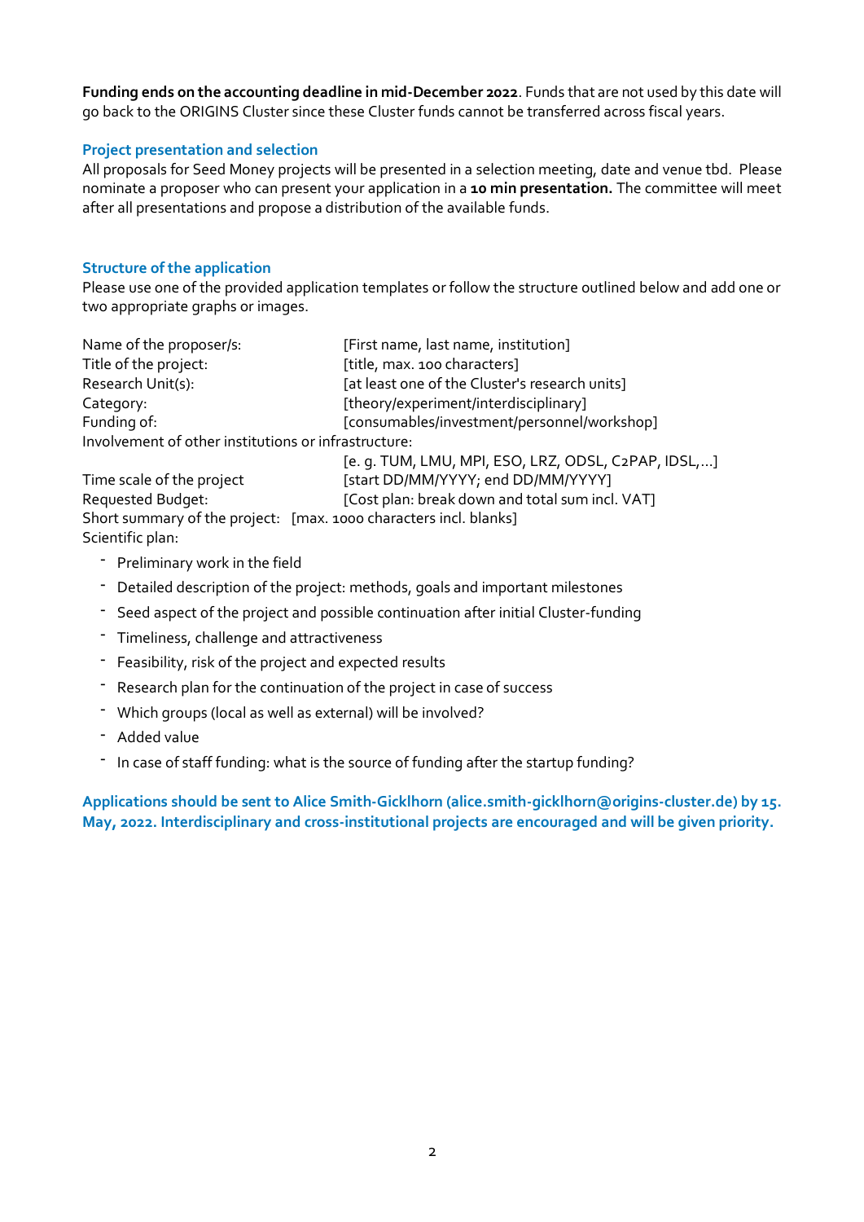**Funding ends on the accounting deadline in mid-December 2022**. Funds that are not used by this date will go back to the ORIGINS Cluster since these Cluster funds cannot be transferred across fiscal years.

### Project presentation and selection

All proposals for Seed Money projects will be presented in a selection meeting, date and venue tbd. Please nominate a proposer who can present your application in a **10 min presentation.** The committee will meet after all presentations and propose a distribution of the available funds.

### Structure of the application

Please use one of the provided application templates or follow the structure outlined below and add one or two appropriate graphs or images.

| | |
|---|---|
| Name of the proposer/s: | [First name, last name, institution] |
| Title of the project: | [title, max. 100 characters] |
| Research Unit(s): | [at least one of the Cluster's research units] |
| Category: | [theory/experiment/interdisciplinary] |
| Funding of: | [consumables/investment/personnel/workshop] |
| Involvement of other institutions or infrastructure: | [e. g. TUM, LMU, MPI, ESO, LRZ, ODSL, C2PAP, IDSL,…] |
| Time scale of the project | [start DD/MM/YYYY; end DD/MM/YYYY] |
| Requested Budget: | [Cost plan: break down and total sum incl. VAT] |
| Short summary of the project: | [max. 1000 characters incl. blanks] |

Scientific plan:

- Preliminary work in the field
- Detailed description of the project: methods, goals and important milestones
- Seed aspect of the project and possible continuation after initial Cluster-funding
- Timeliness, challenge and attractiveness
- Feasibility, risk of the project and expected results
- Research plan for the continuation of the project in case of success
- Which groups (local as well as external) will be involved?
- Added value
- In case of staff funding: what is the source of funding after the startup funding?

**Applications should be sent to Alice Smith-Gicklhorn (alice.smith-gicklhorn@origins-cluster.de) by 15. May, 2022. Interdisciplinary and cross-institutional projects are encouraged and will be given priority.**